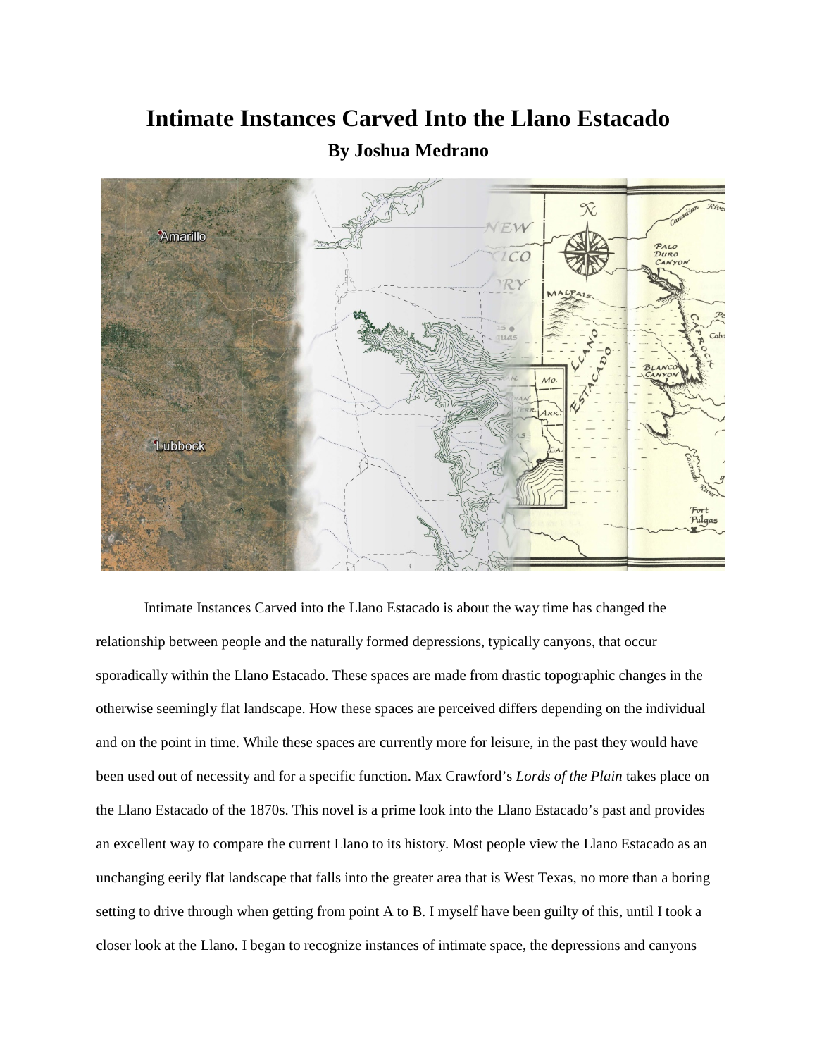# Intimate Instances Carved Into the Llano Estacado

### By Joshua Medrano

Intimate Instances Carved into the Llano Estacado is about the way time has changed the relationship between people and the naturally formed depressions, typically canyons, that occur sporadically within the Llano Estacado. These spaces are made from drastic topographic changes in the otherwise seemingly flat landscape. How these spaces are perceived differs depending on the individual and on the point in time. While these spaces are currently more for leisure, in the past they would have been used out of necessity and for a specific function. Max Crawford's *Lords of the Plain* takes place on the Llano Estacado of the 1870s. This novel is a prime look into the Llano Estacado's past and provides an excellent way to compare the current Llano to its history. Most people view the Llano Estacado as an unchanging eerily flat landscape that falls into the greater area that is West Texas, no more than a boring setting to drive through when getting from point A to B. I myself have been guilty of this, until I took a closer look at the Llano. I began to recognize instances of intimate space, the depressions and canyons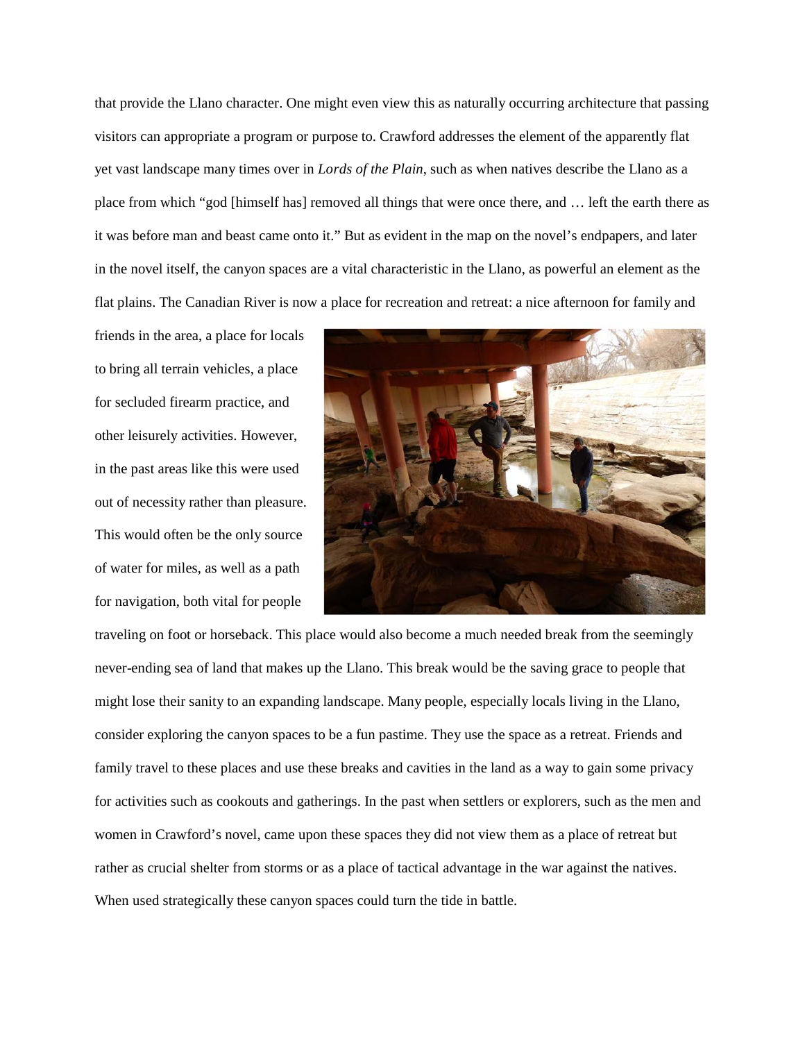that provide the Llano character. One might even view this as naturally occurring architecture that passing visitors can appropriate a program or purpose to. Crawford addresses the element of the apparently flat yet vast landscape many times over in *Lords of the Plain*, such as when natives describe the Llano as a place from which "god [himself has] removed all things that were once there, and … left the earth there as it was before man and beast came onto it." But as evident in the map on the novel's endpapers, and later in the novel itself, the canyon spaces are a vital characteristic in the Llano, as powerful an element as the flat plains. The Canadian River is now a place for recreation and retreat: a nice afternoon for family and friends in the area, a place for locals to bring all terrain vehicles, a place for secluded firearm practice, and other leisurely activities. However, in the past areas like this were used out of necessity rather than pleasure. This would often be the only source of water for miles, as well as a path for navigation, both vital for people traveling on foot or horseback. This place would also become a much needed break from the seemingly never-ending sea of land that makes up the Llano. This break would be the saving grace to people that might lose their sanity to an expanding landscape. Many people, especially locals living in the Llano, consider exploring the canyon spaces to be a fun pastime. They use the space as a retreat. Friends and family travel to these places and use these breaks and cavities in the land as a way to gain some privacy for activities such as cookouts and gatherings. In the past when settlers or explorers, such as the men and women in Crawford's novel, came upon these spaces they did not view them as a place of retreat but rather as crucial shelter from storms or as a place of tactical advantage in the war against the natives. When used strategically these canyon spaces could turn the tide in battle.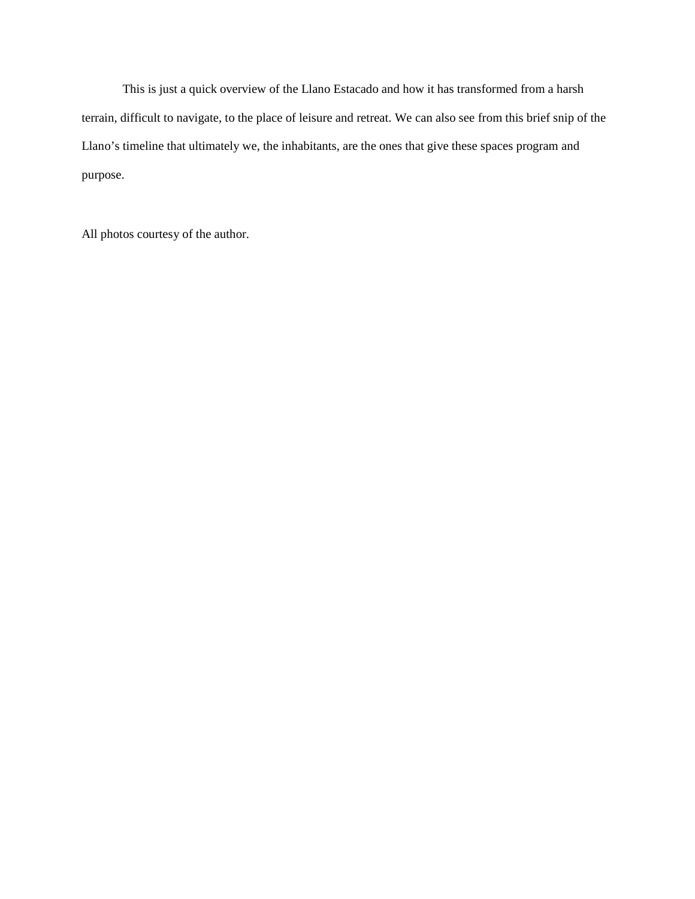This is just a quick overview of the Llano Estacado and how it has transformed from a harsh terrain, difficult to navigate, to the place of leisure and retreat. We can also see from this brief snip of the Llano's timeline that ultimately we, the inhabitants, are the ones that give these spaces program and purpose.

All photos courtesy of the author.